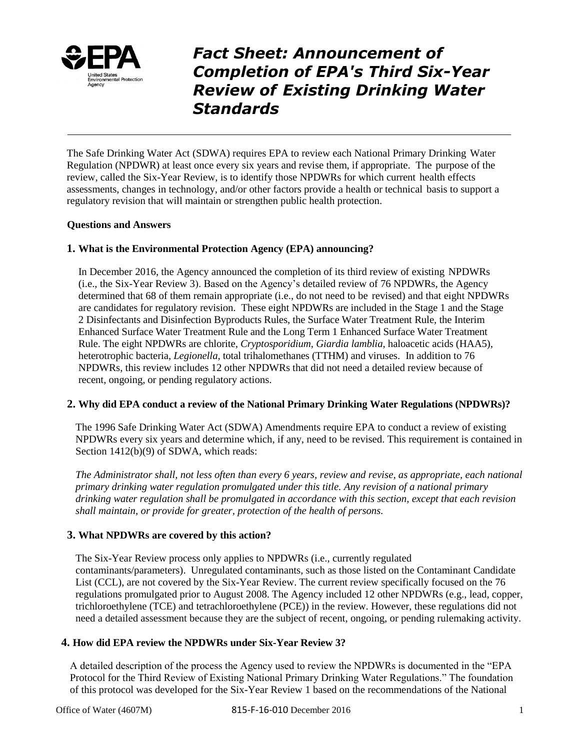# Fact Sheet: Announcement of Completion of EPA's Third Six-Year Review of Existing Drinking Water Standards

The Safe Drinking Water Act (SDWA) requires EPA to review each National Primary Drinking Water Regulation (NPDWR) at least once every six years and revise them, if appropriate. The purpose of the review, called the Six-Year Review, is to identify those NPDWRs for which current health effects assessments, changes in technology, and/or other factors provide a health or technical basis to support a regulatory revision that will maintain or strengthen public health protection.

## Questions and Answers

### 1. What is the Environmental Protection Agency (EPA) announcing?

In December 2016, the Agency announced the completion of its third review of existing NPDWRs (i.e., the Six-Year Review 3). Based on the Agency's detailed review of 76 NPDWRs, the Agency determined that 68 of them remain appropriate (i.e., do not need to be revised) and that eight NPDWRs are candidates for regulatory revision. These eight NPDWRs are included in the Stage 1 and the Stage 2 Disinfectants and Disinfection Byproducts Rules, the Surface Water Treatment Rule, the Interim Enhanced Surface Water Treatment Rule and the Long Term 1 Enhanced Surface Water Treatment Rule. The eight NPDWRs are chlorite, *Cryptosporidium*, *Giardia lamblia*, haloacetic acids (HAA5), heterotrophic bacteria, *Legionella*, total trihalomethanes (TTHM) and viruses. In addition to 76 NPDWRs, this review includes 12 other NPDWRs that did not need a detailed review because of recent, ongoing, or pending regulatory actions.

### 2. Why did EPA conduct a review of the National Primary Drinking Water Regulations (NPDWRs)?

The 1996 Safe Drinking Water Act (SDWA) Amendments require EPA to conduct a review of existing NPDWRs every six years and determine which, if any, need to be revised. This requirement is contained in Section 1412(b)(9) of SDWA, which reads:

*The Administrator shall, not less often than every 6 years, review and revise, as appropriate, each national primary drinking water regulation promulgated under this title. Any revision of a national primary drinking water regulation shall be promulgated in accordance with this section, except that each revision shall maintain, or provide for greater, protection of the health of persons.*

### 3. What NPDWRs are covered by this action?

The Six-Year Review process only applies to NPDWRs (i.e., currently regulated contaminants/parameters). Unregulated contaminants, such as those listed on the Contaminant Candidate List (CCL), are not covered by the Six-Year Review. The current review specifically focused on the 76 regulations promulgated prior to August 2008. The Agency included 12 other NPDWRs (e.g., lead, copper, trichloroethylene (TCE) and tetrachloroethylene (PCE)) in the review. However, these regulations did not need a detailed assessment because they are the subject of recent, ongoing, or pending rulemaking activity.

### 4. How did EPA review the NPDWRs under Six-Year Review 3?

A detailed description of the process the Agency used to review the NPDWRs is documented in the "EPA Protocol for the Third Review of Existing National Primary Drinking Water Regulations." The foundation of this protocol was developed for the Six-Year Review 1 based on the recommendations of the National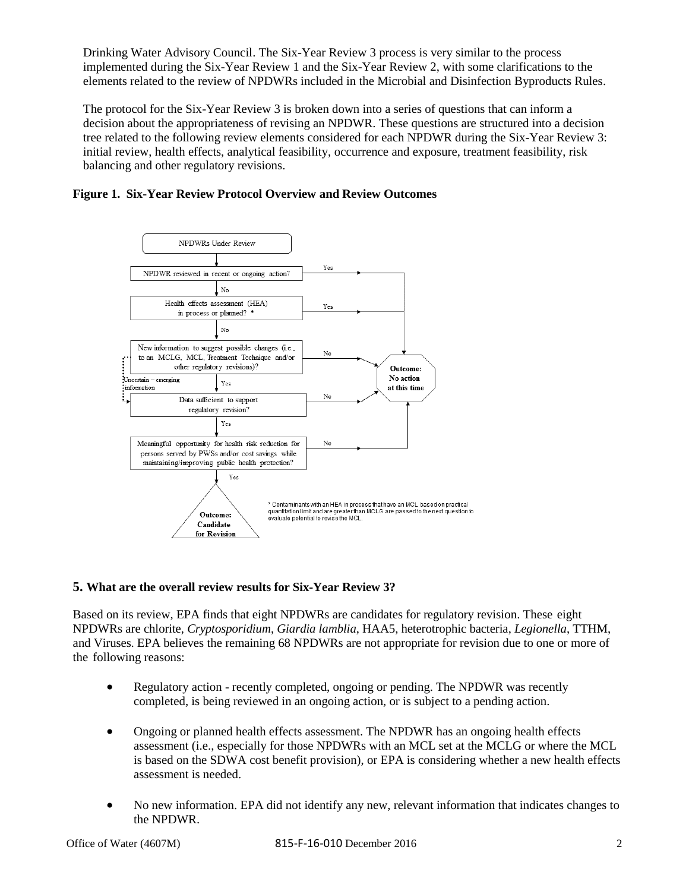Drinking Water Advisory Council. The Six-Year Review 3 process is very similar to the process implemented during the Six-Year Review 1 and the Six-Year Review 2, with some clarifications to the elements related to the review of NPDWRs included in the Microbial and Disinfection Byproducts Rules.

The protocol for the Six-Year Review 3 is broken down into a series of questions that can inform a decision about the appropriateness of revising an NPDWR. These questions are structured into a decision tree related to the following review elements considered for each NPDWR during the Six-Year Review 3: initial review, health effects, analytical feasibility, occurrence and exposure, treatment feasibility, risk balancing and other regulatory revisions.

**Figure 1. Six-Year Review Protocol Overview and Review Outcomes**

- NPDWRs Under Review
- NPDWR reviewed in recent or ongoing action? — Yes → **Outcome: No action at this time**; No → next question
- Health effects assessment (HEA) in process or planned? * — Yes → **Outcome: No action at this time**; No → next question
- New information to suggest possible changes (i.e., to an MCLG, MCL, Treatment Technique and/or other regulatory revisions)? — No → **Outcome: No action at this time**; Yes → next question; Uncertain – emerging information → next question
- Data sufficient to support regulatory revision? — No → **Outcome: No action at this time**; Yes → next question
- Meaningful opportunity for health risk reduction for persons served by PWSs and/or cost savings while maintaining/improving public health protection? — No → **Outcome: No action at this time**; Yes → **Outcome: Candidate for Revision**

\* Contaminants with an HEA in process that have an MCL based on practical quantitation limit and are greater than MCLG are passed to the next question to evaluate potential to revise the MCL.

### 5. What are the overall review results for Six-Year Review 3?

Based on its review, EPA finds that eight NPDWRs are candidates for regulatory revision. These eight NPDWRs are chlorite, *Cryptosporidium*, *Giardia lamblia*, HAA5, heterotrophic bacteria, *Legionella*, TTHM, and Viruses. EPA believes the remaining 68 NPDWRs are not appropriate for revision due to one or more of the following reasons:

- Regulatory action - recently completed, ongoing or pending. The NPDWR was recently completed, is being reviewed in an ongoing action, or is subject to a pending action.
- Ongoing or planned health effects assessment. The NPDWR has an ongoing health effects assessment (i.e., especially for those NPDWRs with an MCL set at the MCLG or where the MCL is based on the SDWA cost benefit provision), or EPA is considering whether a new health effects assessment is needed.
- No new information. EPA did not identify any new, relevant information that indicates changes to the NPDWR.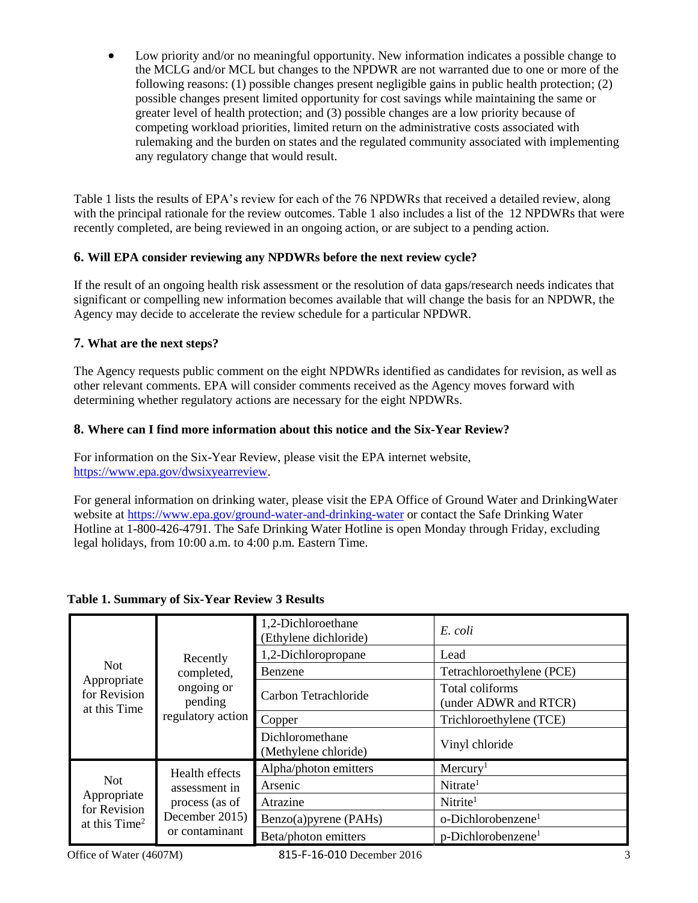- Low priority and/or no meaningful opportunity. New information indicates a possible change to the MCLG and/or MCL but changes to the NPDWR are not warranted due to one or more of the following reasons: (1) possible changes present negligible gains in public health protection; (2) possible changes present limited opportunity for cost savings while maintaining the same or greater level of health protection; and (3) possible changes are a low priority because of competing workload priorities, limited return on the administrative costs associated with rulemaking and the burden on states and the regulated community associated with implementing any regulatory change that would result.

Table 1 lists the results of EPA's review for each of the 76 NPDWRs that received a detailed review, along with the principal rationale for the review outcomes. Table 1 also includes a list of the 12 NPDWRs that were recently completed, are being reviewed in an ongoing action, or are subject to a pending action.

### 6. Will EPA consider reviewing any NPDWRs before the next review cycle?

If the result of an ongoing health risk assessment or the resolution of data gaps/research needs indicates that significant or compelling new information becomes available that will change the basis for an NPDWR, the Agency may decide to accelerate the review schedule for a particular NPDWR.

### 7. What are the next steps?

The Agency requests public comment on the eight NPDWRs identified as candidates for revision, as well as other relevant comments. EPA will consider comments received as the Agency moves forward with determining whether regulatory actions are necessary for the eight NPDWRs.

### 8. Where can I find more information about this notice and the Six-Year Review?

For information on the Six-Year Review, please visit the EPA internet website, https://www.epa.gov/dwsixyearreview.

For general information on drinking water, please visit the EPA Office of Ground Water and DrinkingWater website at https://www.epa.gov/ground-water-and-drinking-water or contact the Safe Drinking Water Hotline at 1-800-426-4791. The Safe Drinking Water Hotline is open Monday through Friday, excluding legal holidays, from 10:00 a.m. to 4:00 p.m. Eastern Time.

**Table 1. Summary of Six-Year Review 3 Results**

| | | | |
|---|---|---|---|
| Not Appropriate for Revision at this Time | Recently completed, ongoing or pending regulatory action | 1,2-Dichloroethane (Ethylene dichloride) | *E. coli* |
| | | 1,2-Dichloropropane | Lead |
| | | Benzene | Tetrachloroethylene (PCE) |
| | | Carbon Tetrachloride | Total coliforms (under ADWR and RTCR) |
| | | Copper | Trichloroethylene (TCE) |
| | | Dichloromethane (Methylene chloride) | Vinyl chloride |
| Not Appropriate for Revision at this Time[2] | Health effects assessment in process (as of December 2015) or contaminant | Alpha/photon emitters | Mercury[1] |
| | | Arsenic | Nitrate[1] |
| | | Atrazine | Nitrite[1] |
| | | Benzo(a)pyrene (PAHs) | o-Dichlorobenzene[1] |
| | | Beta/photon emitters | p-Dichlorobenzene[1] |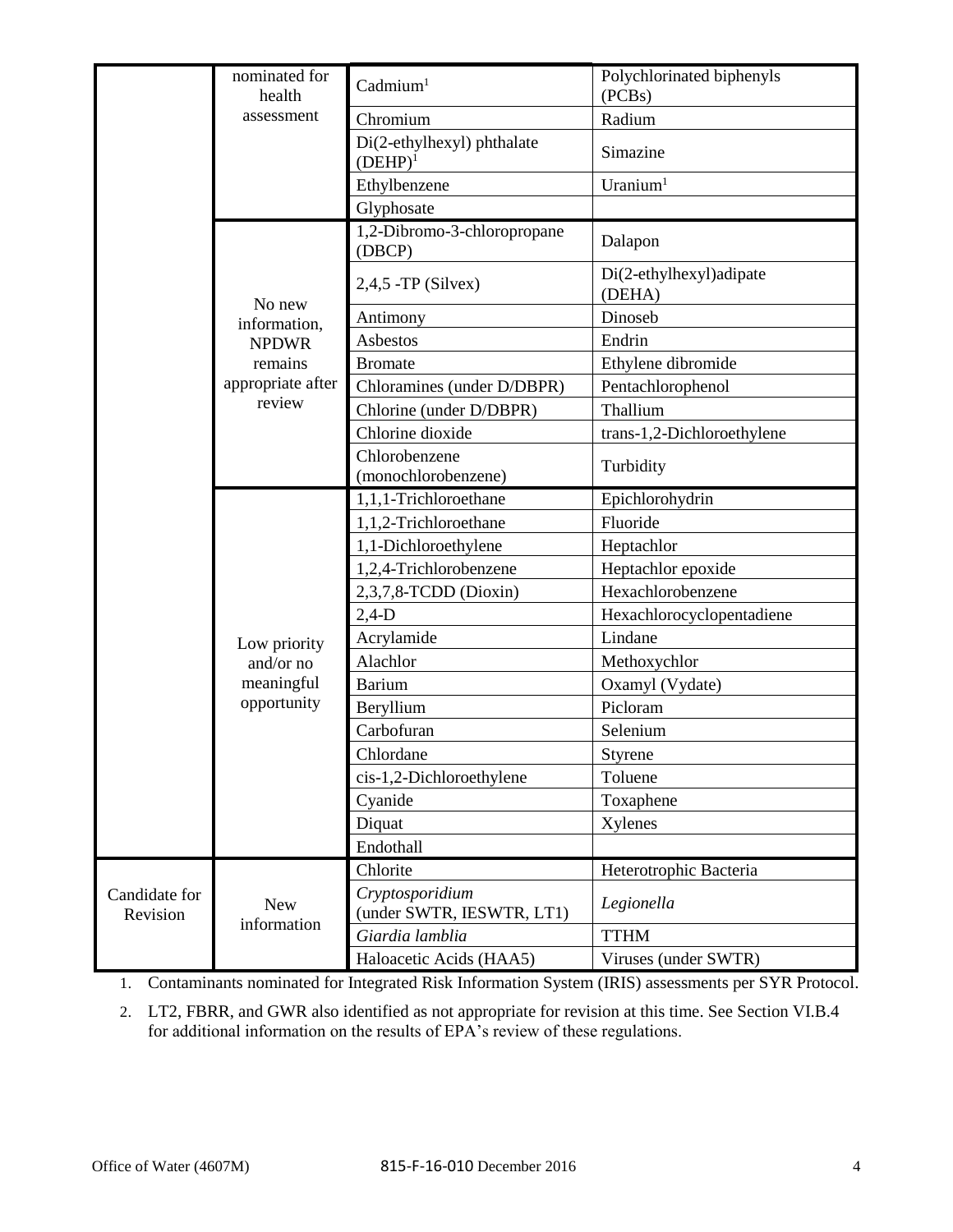| | | | |
|---|---|---|---|
| | nominated for health assessment | Cadmium[1] | Polychlorinated biphenyls (PCBs) |
| | | Chromium | Radium |
| | | Di(2-ethylhexyl) phthalate (DEHP)[1] | Simazine |
| | | Ethylbenzene | Uranium[1] |
| | | Glyphosate | |
| | No new information, NPDWR remains appropriate after review | 1,2-Dibromo-3-chloropropane (DBCP) | Dalapon |
| | | 2,4,5 -TP (Silvex) | Di(2-ethylhexyl)adipate (DEHA) |
| | | Antimony | Dinoseb |
| | | Asbestos | Endrin |
| | | Bromate | Ethylene dibromide |
| | | Chloramines (under D/DBPR) | Pentachlorophenol |
| | | Chlorine (under D/DBPR) | Thallium |
| | | Chlorine dioxide | trans-1,2-Dichloroethylene |
| | | Chlorobenzene (monochlorobenzene) | Turbidity |
| | Low priority and/or no meaningful opportunity | 1,1,1-Trichloroethane | Epichlorohydrin |
| | | 1,1,2-Trichloroethane | Fluoride |
| | | 1,1-Dichloroethylene | Heptachlor |
| | | 1,2,4-Trichlorobenzene | Heptachlor epoxide |
| | | 2,3,7,8-TCDD (Dioxin) | Hexachlorobenzene |
| | | 2,4-D | Hexachlorocyclopentadiene |
| | | Acrylamide | Lindane |
| | | Alachlor | Methoxychlor |
| | | Barium | Oxamyl (Vydate) |
| | | Beryllium | Picloram |
| | | Carbofuran | Selenium |
| | | Chlordane | Styrene |
| | | cis-1,2-Dichloroethylene | Toluene |
| | | Cyanide | Toxaphene |
| | | Diquat | Xylenes |
| | | Endothall | |
| Candidate for Revision | New information | Chlorite | Heterotrophic Bacteria |
| | | *Cryptosporidium* (under SWTR, IESWTR, LT1) | *Legionella* |
| | | *Giardia lamblia* | TTHM |
| | | Haloacetic Acids (HAA5) | Viruses (under SWTR) |

1. Contaminants nominated for Integrated Risk Information System (IRIS) assessments per SYR Protocol.
2. LT2, FBRR, and GWR also identified as not appropriate for revision at this time. See Section VI.B.4 for additional information on the results of EPA's review of these regulations.